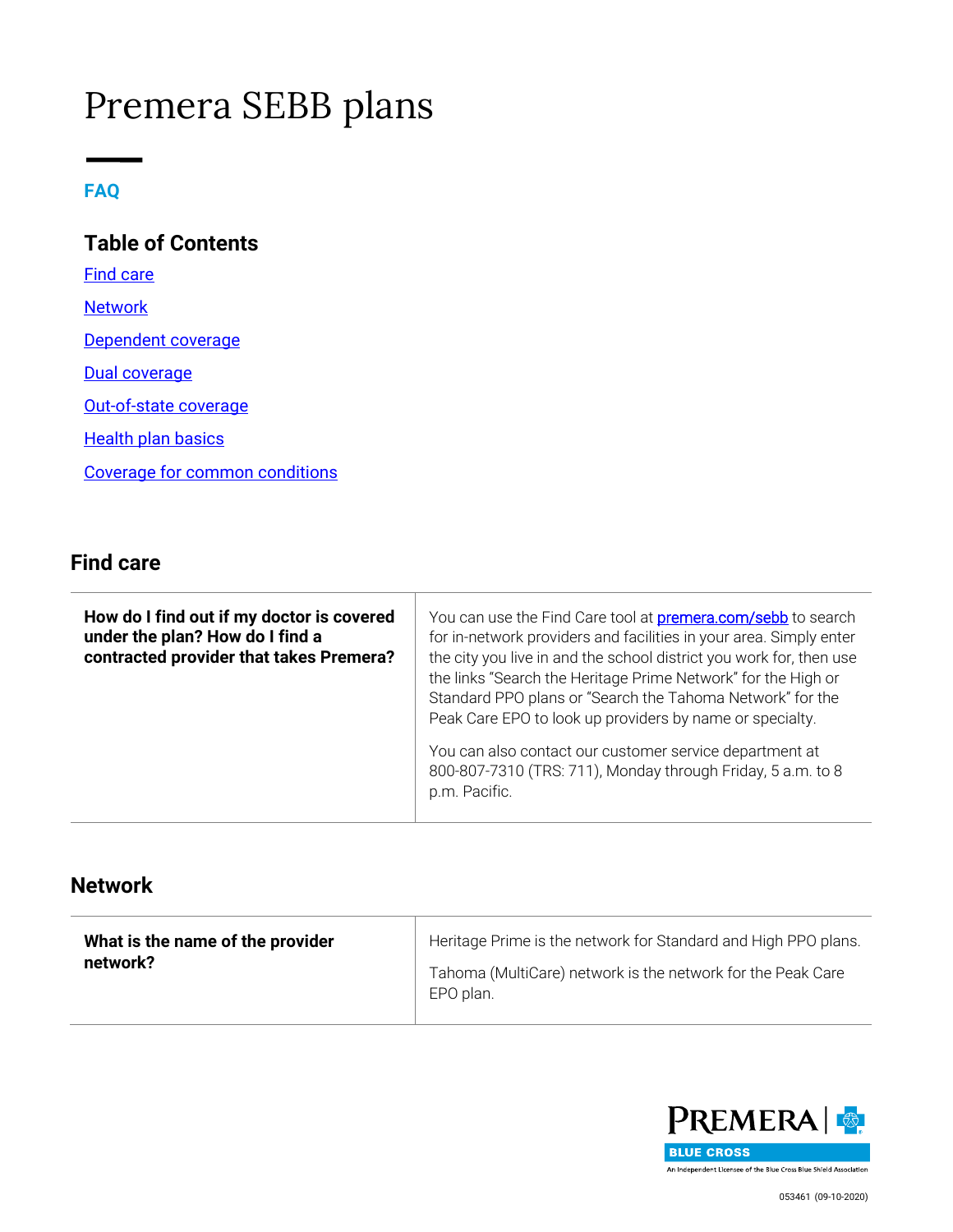# Premera SEBB plans

**FAQ**

## Table of Contents

[Find care](#find-care)

[Network](#network)

[Dependent coverage](#dependent-coverage)

[Dual coverage](#dual-coverage)

[Out-of-state coverage](#out-of-state-coverage)

[Health plan basics](#health-plan-basics)

[Coverage for common conditions](#coverage-for-common-conditions)

## Find care

| | |
|---|---|
| **How do I find out if my doctor is covered under the plan? How do I find a contracted provider that takes Premera?** | You can use the Find Care tool at [premera.com/sebb](premera.com/sebb) to search for in-network providers and facilities in your area. Simply enter the city you live in and the school district you work for, then use the links "Search the Heritage Prime Network" for the High or Standard PPO plans or "Search the Tahoma Network" for the Peak Care EPO to look up providers by name or specialty.<br><br>You can also contact our customer service department at 800-807-7310 (TRS: 711), Monday through Friday, 5 a.m. to 8 p.m. Pacific. |

## Network

| | |
|---|---|
| **What is the name of the provider network?** | Heritage Prime is the network for Standard and High PPO plans.<br><br>Tahoma (MultiCare) network is the network for the Peak Care EPO plan. |

053461 (09-10-2020)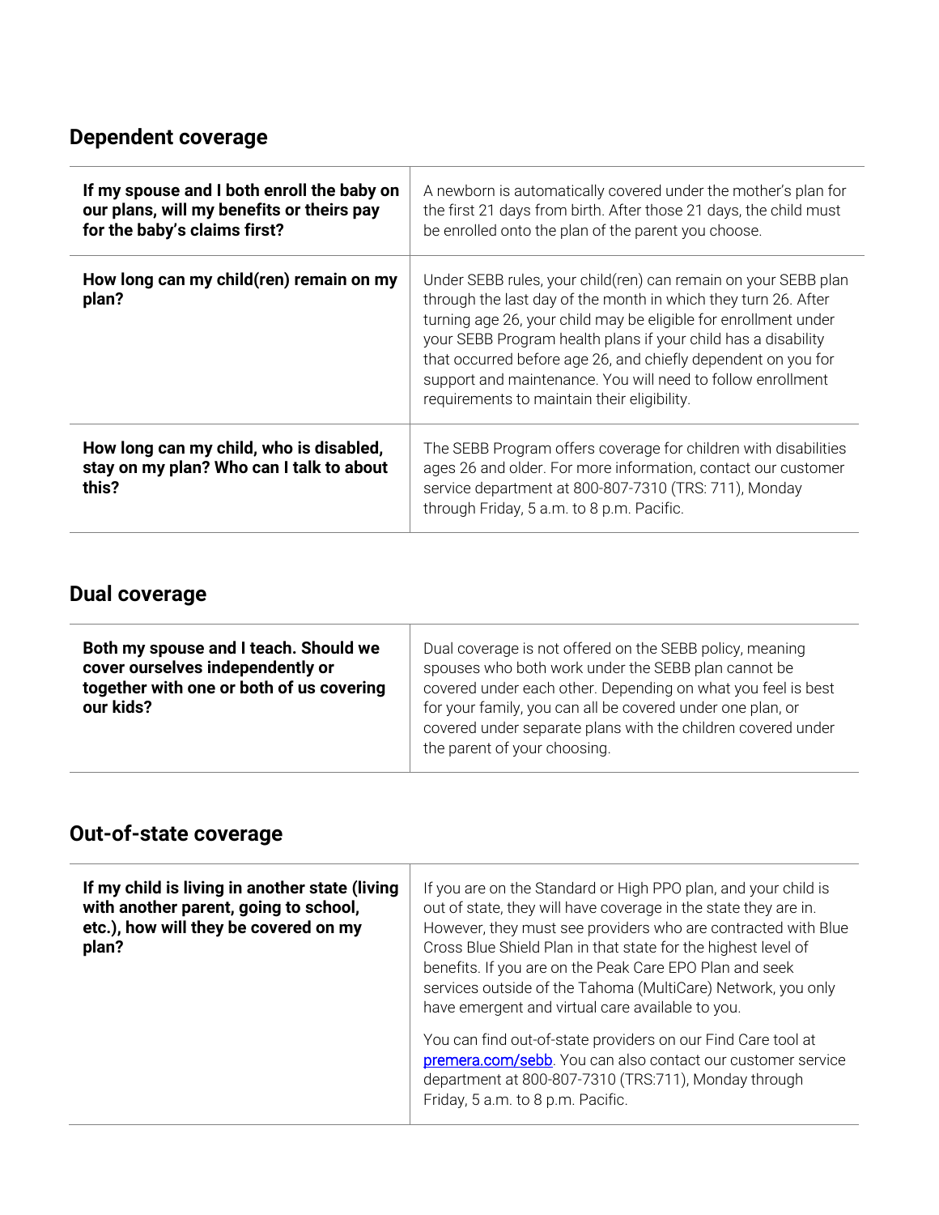## Dependent coverage

| | |
|---|---|
| **If my spouse and I both enroll the baby on our plans, will my benefits or theirs pay for the baby's claims first?** | A newborn is automatically covered under the mother's plan for the first 21 days from birth. After those 21 days, the child must be enrolled onto the plan of the parent you choose. |
| **How long can my child(ren) remain on my plan?** | Under SEBB rules, your child(ren) can remain on your SEBB plan through the last day of the month in which they turn 26. After turning age 26, your child may be eligible for enrollment under your SEBB Program health plans if your child has a disability that occurred before age 26, and chiefly dependent on you for support and maintenance. You will need to follow enrollment requirements to maintain their eligibility. |
| **How long can my child, who is disabled, stay on my plan? Who can I talk to about this?** | The SEBB Program offers coverage for children with disabilities ages 26 and older. For more information, contact our customer service department at 800-807-7310 (TRS: 711), Monday through Friday, 5 a.m. to 8 p.m. Pacific. |

## Dual coverage

| | |
|---|---|
| **Both my spouse and I teach. Should we cover ourselves independently or together with one or both of us covering our kids?** | Dual coverage is not offered on the SEBB policy, meaning spouses who both work under the SEBB plan cannot be covered under each other. Depending on what you feel is best for your family, you can all be covered under one plan, or covered under separate plans with the children covered under the parent of your choosing. |

## Out-of-state coverage

| | |
|---|---|
| **If my child is living in another state (living with another parent, going to school, etc.), how will they be covered on my plan?** | If you are on the Standard or High PPO plan, and your child is out of state, they will have coverage in the state they are in. However, they must see providers who are contracted with Blue Cross Blue Shield Plan in that state for the highest level of benefits. If you are on the Peak Care EPO Plan and seek services outside of the Tahoma (MultiCare) Network, you only have emergent and virtual care available to you.<br><br>You can find out-of-state providers on our Find Care tool at premera.com/sebb. You can also contact our customer service department at 800-807-7310 (TRS:711), Monday through Friday, 5 a.m. to 8 p.m. Pacific. |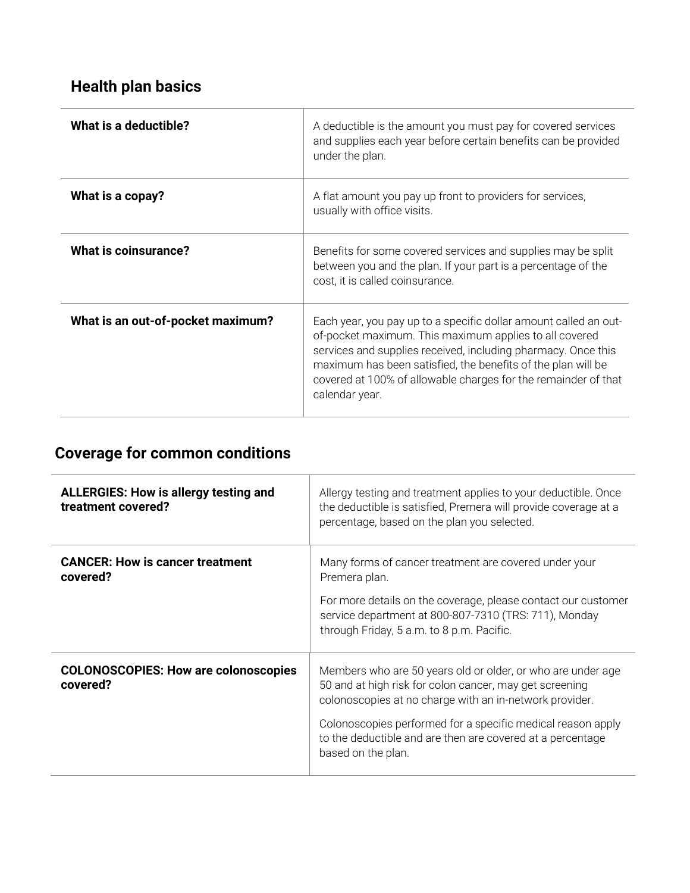## Health plan basics

| | |
|---|---|
| **What is a deductible?** | A deductible is the amount you must pay for covered services and supplies each year before certain benefits can be provided under the plan. |
| **What is a copay?** | A flat amount you pay up front to providers for services, usually with office visits. |
| **What is coinsurance?** | Benefits for some covered services and supplies may be split between you and the plan. If your part is a percentage of the cost, it is called coinsurance. |
| **What is an out-of-pocket maximum?** | Each year, you pay up to a specific dollar amount called an out-of-pocket maximum. This maximum applies to all covered services and supplies received, including pharmacy. Once this maximum has been satisfied, the benefits of the plan will be covered at 100% of allowable charges for the remainder of that calendar year. |

## Coverage for common conditions

| | |
|---|---|
| **ALLERGIES: How is allergy testing and treatment covered?** | Allergy testing and treatment applies to your deductible. Once the deductible is satisfied, Premera will provide coverage at a percentage, based on the plan you selected. |
| **CANCER: How is cancer treatment covered?** | Many forms of cancer treatment are covered under your Premera plan.<br><br>For more details on the coverage, please contact our customer service department at 800-807-7310 (TRS: 711), Monday through Friday, 5 a.m. to 8 p.m. Pacific. |
| **COLONOSCOPIES: How are colonoscopies covered?** | Members who are 50 years old or older, or who are under age 50 and at high risk for colon cancer, may get screening colonoscopies at no charge with an in-network provider.<br><br>Colonoscopies performed for a specific medical reason apply to the deductible and are then are covered at a percentage based on the plan. |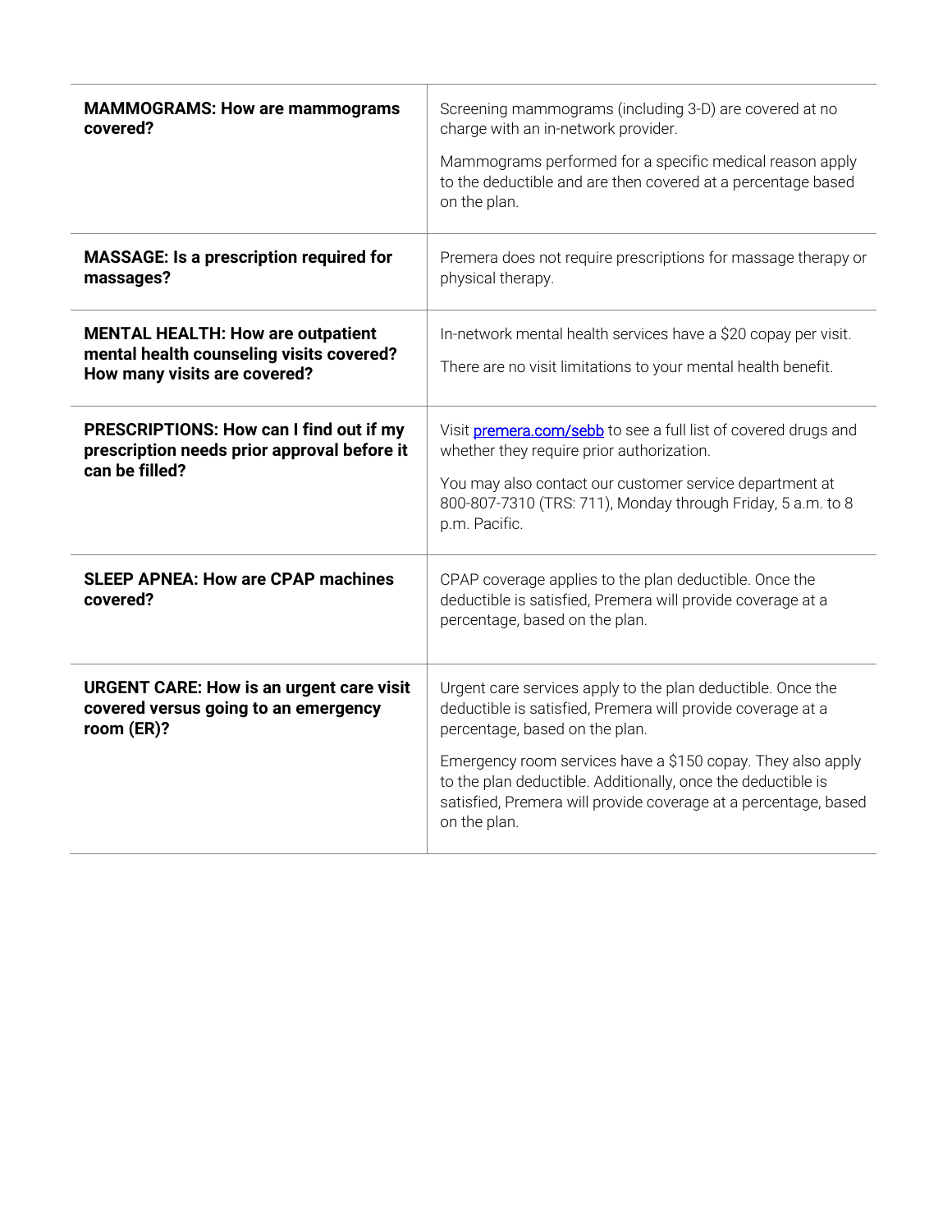| | |
|---|---|
| **MAMMOGRAMS: How are mammograms covered?** | Screening mammograms (including 3-D) are covered at no charge with an in-network provider.<br><br>Mammograms performed for a specific medical reason apply to the deductible and are then covered at a percentage based on the plan. |
| **MASSAGE: Is a prescription required for massages?** | Premera does not require prescriptions for massage therapy or physical therapy. |
| **MENTAL HEALTH: How are outpatient mental health counseling visits covered? How many visits are covered?** | In-network mental health services have a $20 copay per visit.<br><br>There are no visit limitations to your mental health benefit. |
| **PRESCRIPTIONS: How can I find out if my prescription needs prior approval before it can be filled?** | Visit [premera.com/sebb](https://premera.com/sebb) to see a full list of covered drugs and whether they require prior authorization.<br><br>You may also contact our customer service department at 800-807-7310 (TRS: 711), Monday through Friday, 5 a.m. to 8 p.m. Pacific. |
| **SLEEP APNEA: How are CPAP machines covered?** | CPAP coverage applies to the plan deductible. Once the deductible is satisfied, Premera will provide coverage at a percentage, based on the plan. |
| **URGENT CARE: How is an urgent care visit covered versus going to an emergency room (ER)?** | Urgent care services apply to the plan deductible. Once the deductible is satisfied, Premera will provide coverage at a percentage, based on the plan.<br><br>Emergency room services have a $150 copay. They also apply to the plan deductible. Additionally, once the deductible is satisfied, Premera will provide coverage at a percentage, based on the plan. |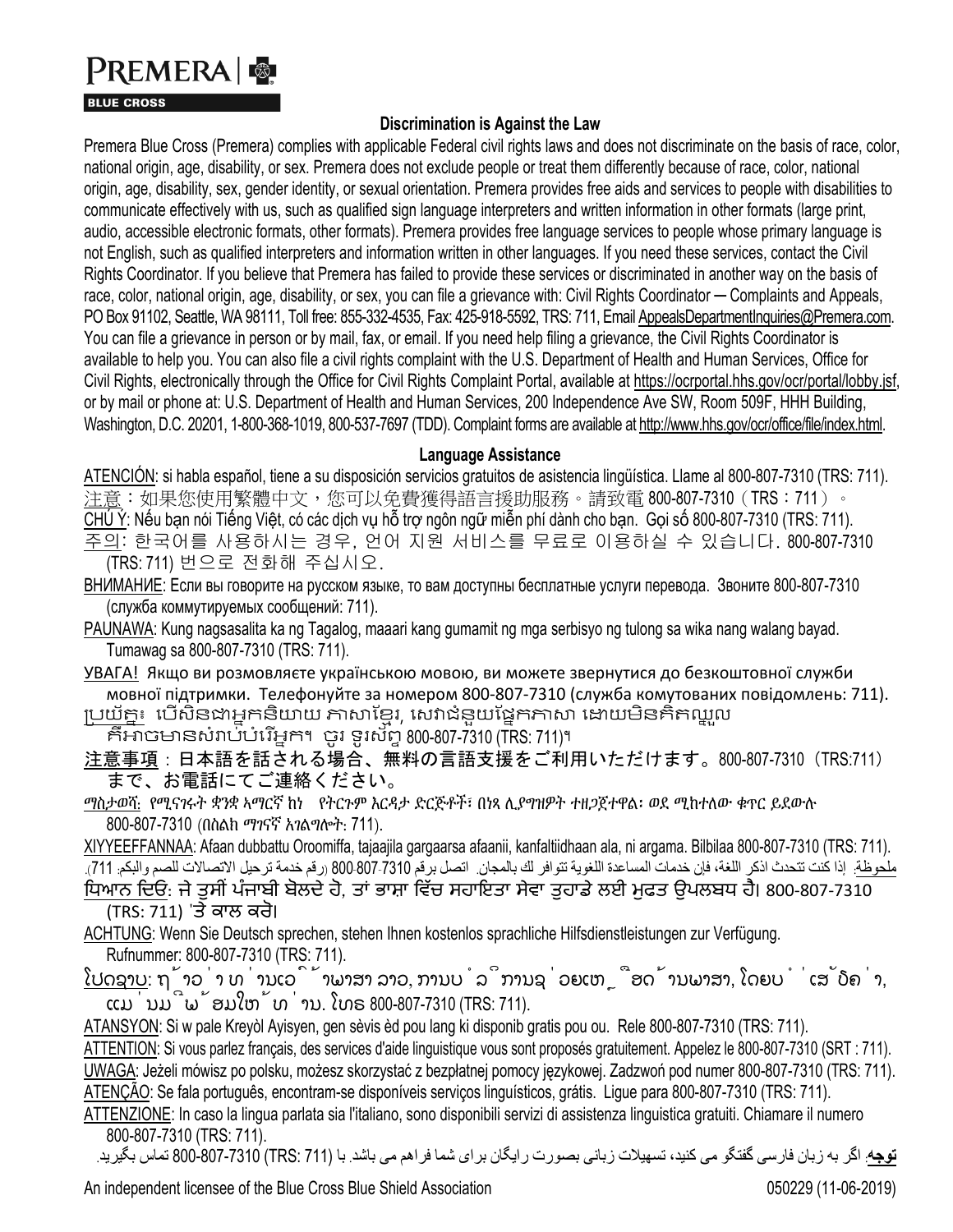PREMERA | BLUE CROSS

## Discrimination is Against the Law

Premera Blue Cross (Premera) complies with applicable Federal civil rights laws and does not discriminate on the basis of race, color, national origin, age, disability, or sex. Premera does not exclude people or treat them differently because of race, color, national origin, age, disability, sex, gender identity, or sexual orientation. Premera provides free aids and services to people with disabilities to communicate effectively with us, such as qualified sign language interpreters and written information in other formats (large print, audio, accessible electronic formats, other formats). Premera provides free language services to people whose primary language is not English, such as qualified interpreters and information written in other languages. If you need these services, contact the Civil Rights Coordinator. If you believe that Premera has failed to provide these services or discriminated in another way on the basis of race, color, national origin, age, disability, or sex, you can file a grievance with: Civil Rights Coordinator ─ Complaints and Appeals, PO Box 91102, Seattle, WA 98111, Toll free: 855-332-4535, Fax: 425-918-5592, TRS: 711, Email AppealsDepartmentInquiries@Premera.com. You can file a grievance in person or by mail, fax, or email. If you need help filing a grievance, the Civil Rights Coordinator is available to help you. You can also file a civil rights complaint with the U.S. Department of Health and Human Services, Office for Civil Rights, electronically through the Office for Civil Rights Complaint Portal, available at https://ocrportal.hhs.gov/ocr/portal/lobby.jsf, or by mail or phone at: U.S. Department of Health and Human Services, 200 Independence Ave SW, Room 509F, HHH Building, Washington, D.C. 20201, 1-800-368-1019, 800-537-7697 (TDD). Complaint forms are available at http://www.hhs.gov/ocr/office/file/index.html.

## Language Assistance

ATENCIÓN: si habla español, tiene a su disposición servicios gratuitos de asistencia lingüística. Llame al 800-807-7310 (TRS: 711).

注意：如果您使用繁體中文，您可以免費獲得語言援助服務。請致電 800-807-7310（TRS：711）。

CHÚ Ý: Nếu bạn nói Tiếng Việt, có các dịch vụ hỗ trợ ngôn ngữ miễn phí dành cho bạn. Gọi số 800-807-7310 (TRS: 711).

주의: 한국어를 사용하시는 경우, 언어 지원 서비스를 무료로 이용하실 수 있습니다. 800-807-7310 (TRS: 711) 번으로 전화해 주십시오.

ВНИМАНИЕ: Если вы говорите на русском языке, то вам доступны бесплатные услуги перевода. Звоните 800-807-7310 (служба коммутируемых сообщений: 711).

PAUNAWA: Kung nagsasalita ka ng Tagalog, maaari kang gumamit ng mga serbisyo ng tulong sa wika nang walang bayad. Tumawag sa 800-807-7310 (TRS: 711).

УВАГА! Якщо ви розмовляєте українською мовою, ви можете звернутися до безкоштовної служби мовної підтримки. Телефонуйте за номером 800-807-7310 (служба комутованих повідомлень: 711).

ប្រយ័ត្ន៖ បើសិនជាអ្នកនិយាយ ភាសាខ្មែរ, សេវាជំនួយផ្នែកភាសា ដោយមិនគិតឈ្នួល គឺអាចមានសំរាប់បំរើអ្នក។ ចូរ ទូរស័ព្ទ 800-807-7310 (TRS: 711)។

注意事項：日本語を話される場合、無料の言語支援をご利用いただけます。800-807-7310（TRS:711）まで、お電話にてご連絡ください。

ማስታወሻ: የሚናገሩት ቋንቋ አማርኛ ከሆነ የትርጉም እርዳታ ድርጅቶች፣ በነጻ ሊያግዝዎት ተዘጋጀተዋል፡ ወደ ሚከተለው ቁጥር ይደውሉ 800-807-7310 (በስልክ ማገናኛ አገልግሎት: 711).

XIYYEEFFANNAA: Afaan dubbattu Oroomiffa, tajaajila gargaarsa afaanii, kanfaltiidhaan ala, ni argama. Bilbilaa 800-807-7310 (TRS: 711).

ملحوظة: إذا كنت تتحدث اذكر اللغة، فإن خدمات المساعدة اللغوية تتوافر لك بالمجان. اتصل برقم 7310-807-800 (رقم خدمة ترحيل الاتصالات للصم والبكم: 711).

ਧਿਆਨ ਦਿਓ: ਜੇ ਤੁਸੀਂ ਪੰਜਾਬੀ ਬੋਲਦੇ ਹੋ, ਤਾਂ ਭਾਸ਼ਾ ਵਿੱਚ ਸਹਾਇਤਾ ਸੇਵਾ ਤੁਹਾਡੇ ਲਈ ਮੁਫਤ ਉਪਲਬਧ ਹੈ। 800-807-7310 (TRS: 711) 'ਤੇ ਕਾਲ ਕਰੋ।

ACHTUNG: Wenn Sie Deutsch sprechen, stehen Ihnen kostenlos sprachliche Hilfsdienstleistungen zur Verfügung. Rufnummer: 800-807-7310 (TRS: 711).

ໂປດຊາບ: ຖ້າວ່າ ທ່ານເວົ້າພາສາ ລາວ, ການບໍລິການຊ່ວຍເຫຼືອດ້ານພາສາ, ໂດຍບໍ່ເສັຽຄ່າ, ແມ່ນມີພ້ອມໃຫ້ທ່ານ. ໂທຣ 800-807-7310 (TRS: 711).

ATANSYON: Si w pale Kreyòl Ayisyen, gen sèvis èd pou lang ki disponib gratis pou ou. Rele 800-807-7310 (TRS: 711).

ATTENTION: Si vous parlez français, des services d'aide linguistique vous sont proposés gratuitement. Appelez le 800-807-7310 (SRT : 711).

UWAGA: Jeżeli mówisz po polsku, możesz skorzystać z bezpłatnej pomocy językowej. Zadzwoń pod numer 800-807-7310 (TRS: 711).

ATENÇÃO: Se fala português, encontram-se disponíveis serviços linguísticos, grátis. Ligue para 800-807-7310 (TRS: 711).

ATTENZIONE: In caso la lingua parlata sia l'italiano, sono disponibili servizi di assistenza linguistica gratuiti. Chiamare il numero 800-807-7310 (TRS: 711).

**توجه**: اگر به زبان فارسی گفتگو می کنید، تسهیلات زبانی بصورت رایگان برای شما فراهم می باشد. با (TRS: 711) 800-807-7310 تماس بگیرید.

An independent licensee of the Blue Cross Blue Shield Association

050229 (11-06-2019)